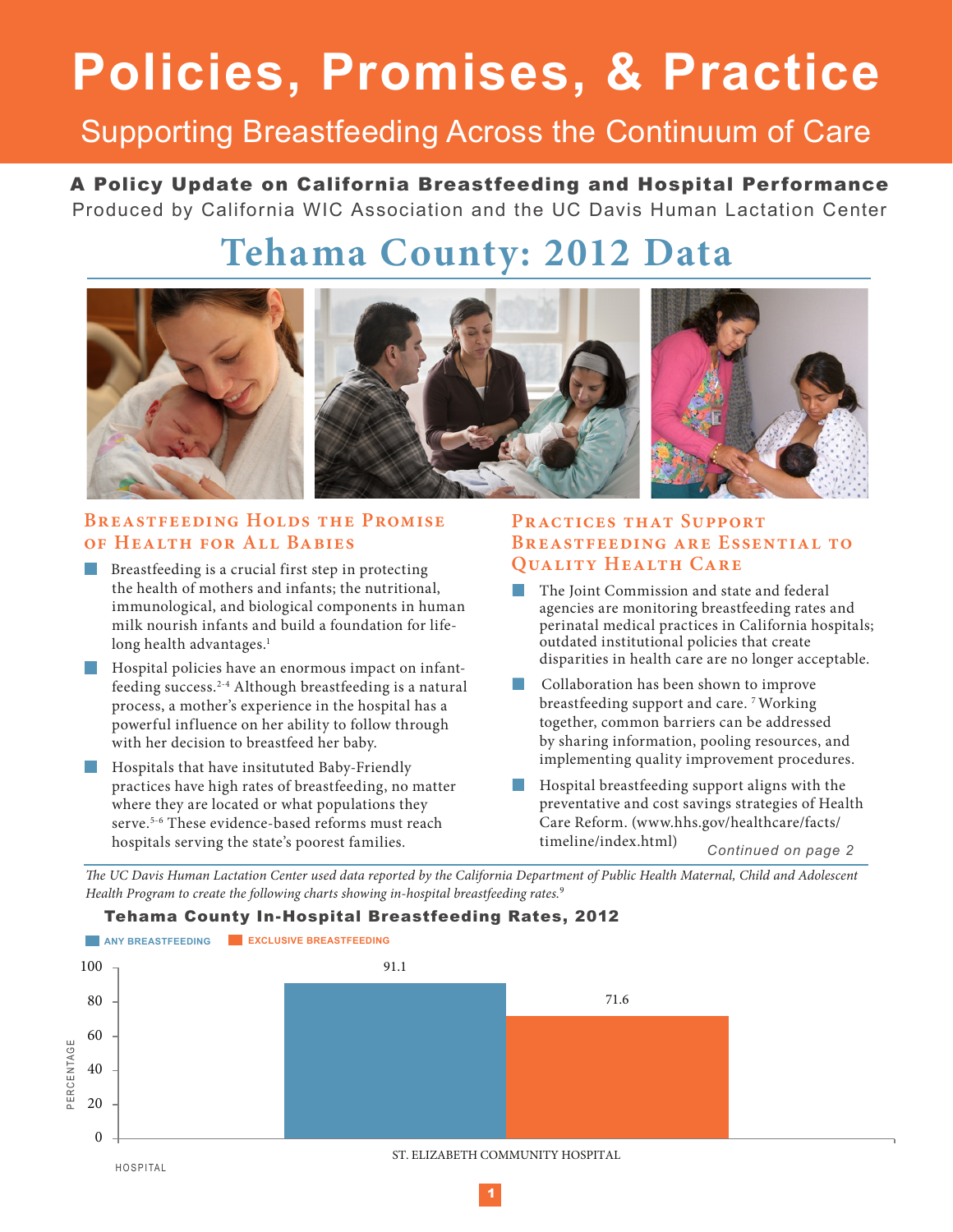# Policies, Promises, & Practice

## Supporting Breastfeeding Across the Continuum of Care

**A Policy Update on California Breastfeeding and Hospital Performance**

Produced by California WIC Association and the UC Davis Human Lactation Center

# Tehama County: 2012 Data

### Breastfeeding Holds the Promise of Health for All Babies

- Breastfeeding is a crucial first step in protecting the health of mothers and infants; the nutritional, immunological, and biological components in human milk nourish infants and build a foundation for life-long health advantages.[1]
- Hospital policies have an enormous impact on infant-feeding success.[2-4] Although breastfeeding is a natural process, a mother's experience in the hospital has a powerful influence on her ability to follow through with her decision to breastfeed her baby.
- Hospitals that have insitututed Baby-Friendly practices have high rates of breastfeeding, no matter where they are located or what populations they serve.[5-6] These evidence-based reforms must reach hospitals serving the state's poorest families.

### Practices that Support Breastfeeding are Essential to Quality Health Care

- The Joint Commission and state and federal agencies are monitoring breastfeeding rates and perinatal medical practices in California hospitals; outdated institutional policies that create disparities in health care are no longer acceptable.
- Collaboration has been shown to improve breastfeeding support and care.[7] Working together, common barriers can be addressed by sharing information, pooling resources, and implementing quality improvement procedures.
- Hospital breastfeeding support aligns with the preventative and cost savings strategies of Health Care Reform. (www.hhs.gov/healthcare/facts/timeline/index.html)

*Continued on page 2*

*The UC Davis Human Lactation Center used data reported by the California Department of Public Health Maternal, Child and Adolescent Health Program to create the following charts showing in-hospital breastfeeding rates.*[9]

**Tehama County In-Hospital Breastfeeding Rates, 2012**

| Hospital | Any Breastfeeding (%) | Exclusive Breastfeeding (%) |
|---|---|---|
| St. Elizabeth Community Hospital | 91.1 | 71.6 |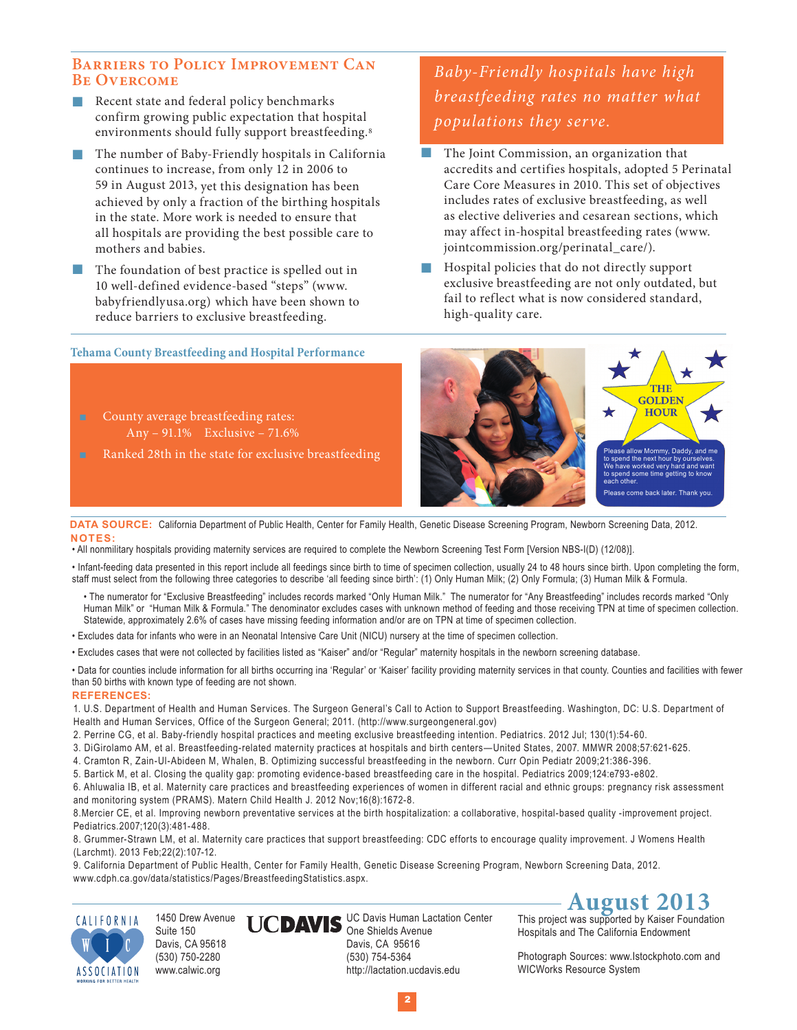## Barriers to Policy Improvement Can Be Overcome

- Recent state and federal policy benchmarks confirm growing public expectation that hospital environments should fully support breastfeeding.[8]
- The number of Baby-Friendly hospitals in California continues to increase, from only 12 in 2006 to 59 in August 2013, yet this designation has been achieved by only a fraction of the birthing hospitals in the state. More work is needed to ensure that all hospitals are providing the best possible care to mothers and babies.
- The foundation of best practice is spelled out in 10 well-defined evidence-based "steps" (www.babyfriendlyusa.org) which have been shown to reduce barriers to exclusive breastfeeding.

*Baby-Friendly hospitals have high breastfeeding rates no matter what populations they serve.*

- The Joint Commission, an organization that accredits and certifies hospitals, adopted 5 Perinatal Care Core Measures in 2010. This set of objectives includes rates of exclusive breastfeeding, as well as elective deliveries and cesarean sections, which may affect in-hospital breastfeeding rates (www.jointcommission.org/perinatal_care/).
- Hospital policies that do not directly support exclusive breastfeeding are not only outdated, but fail to reflect what is now considered standard, high-quality care.

### Tehama County Breastfeeding and Hospital Performance

- County average breastfeeding rates:
  Any – 91.1%    Exclusive – 71.6%
- Ranked 28th in the state for exclusive breastfeeding

THE GOLDEN HOUR

Please allow Mommy, Daddy, and me to spend the next hour by ourselves. We have worked very hard and want to spend some time getting to know each other.

Please come back later. Thank you.

**DATA SOURCE:** California Department of Public Health, Center for Family Health, Genetic Disease Screening Program, Newborn Screening Data, 2012.

**NOTES:**

- All nonmilitary hospitals providing maternity services are required to complete the Newborn Screening Test Form [Version NBS-I(D) (12/08)].
- Infant-feeding data presented in this report include all feedings since birth to time of specimen collection, usually 24 to 48 hours since birth. Upon completing the form, staff must select from the following three categories to describe 'all feeding since birth': (1) Only Human Milk; (2) Only Formula; (3) Human Milk & Formula.
  - The numerator for "Exclusive Breastfeeding" includes records marked "Only Human Milk." The numerator for "Any Breastfeeding" includes records marked "Only Human Milk" or "Human Milk & Formula." The denominator excludes cases with unknown method of feeding and those receiving TPN at time of specimen collection. Statewide, approximately 2.6% of cases have missing feeding information and/or are on TPN at time of specimen collection.
- Excludes data for infants who were in an Neonatal Intensive Care Unit (NICU) nursery at the time of specimen collection.
- Excludes cases that were not collected by facilities listed as "Kaiser" and/or "Regular" maternity hospitals in the newborn screening database.
- Data for counties include information for all births occurring ina 'Regular' or 'Kaiser' facility providing maternity services in that county. Counties and facilities with fewer than 50 births with known type of feeding are not shown.

**REFERENCES:**

1. U.S. Department of Health and Human Services. The Surgeon General's Call to Action to Support Breastfeeding. Washington, DC: U.S. Department of Health and Human Services, Office of the Surgeon General; 2011. (http://www.surgeongeneral.gov)
2. Perrine CG, et al. Baby-friendly hospital practices and meeting exclusive breastfeeding intention. Pediatrics. 2012 Jul; 130(1):54-60.
3. DiGirolamo AM, et al. Breastfeeding-related maternity practices at hospitals and birth centers—United States, 2007. MMWR 2008;57:621-625.
4. Cramton R, Zain-Ul-Abideen M, Whalen, B. Optimizing successful breastfeeding in the newborn. Curr Opin Pediatr 2009;21:386-396.
5. Bartick M, et al. Closing the quality gap: promoting evidence-based breastfeeding care in the hospital. Pediatrics 2009;124:e793-e802.
6. Ahluwalia IB, et al. Maternity care practices and breastfeeding experiences of women in different racial and ethnic groups: pregnancy risk assessment and monitoring system (PRAMS). Matern Child Health J. 2012 Nov;16(8):1672-8.

8.Mercier CE, et al. Improving newborn preventative services at the birth hospitalization: a collaborative, hospital-based quality -improvement project. Pediatrics.2007;120(3):481-488.

8. Grummer-Strawn LM, et al. Maternity care practices that support breastfeeding: CDC efforts to encourage quality improvement. J Womens Health (Larchmt). 2013 Feb;22(2):107-12.
9. California Department of Public Health, Center for Family Health, Genetic Disease Screening Program, Newborn Screening Data, 2012. www.cdph.ca.gov/data/statistics/Pages/BreastfeedingStatistics.aspx.

CALIFORNIA WIC ASSOCIATION
WORKING FOR BETTER HEALTH

1450 Drew Avenue
Suite 150
Davis, CA 95618
(530) 750-2280
www.calwic.org

UCDAVIS

UC Davis Human Lactation Center
One Shields Avenue
Davis, CA 95616
(530) 754-5364
http://lactation.ucdavis.edu

**August 2013**

This project was supported by Kaiser Foundation Hospitals and The California Endowment

Photograph Sources: www.Istockphoto.com and WICWorks Resource System